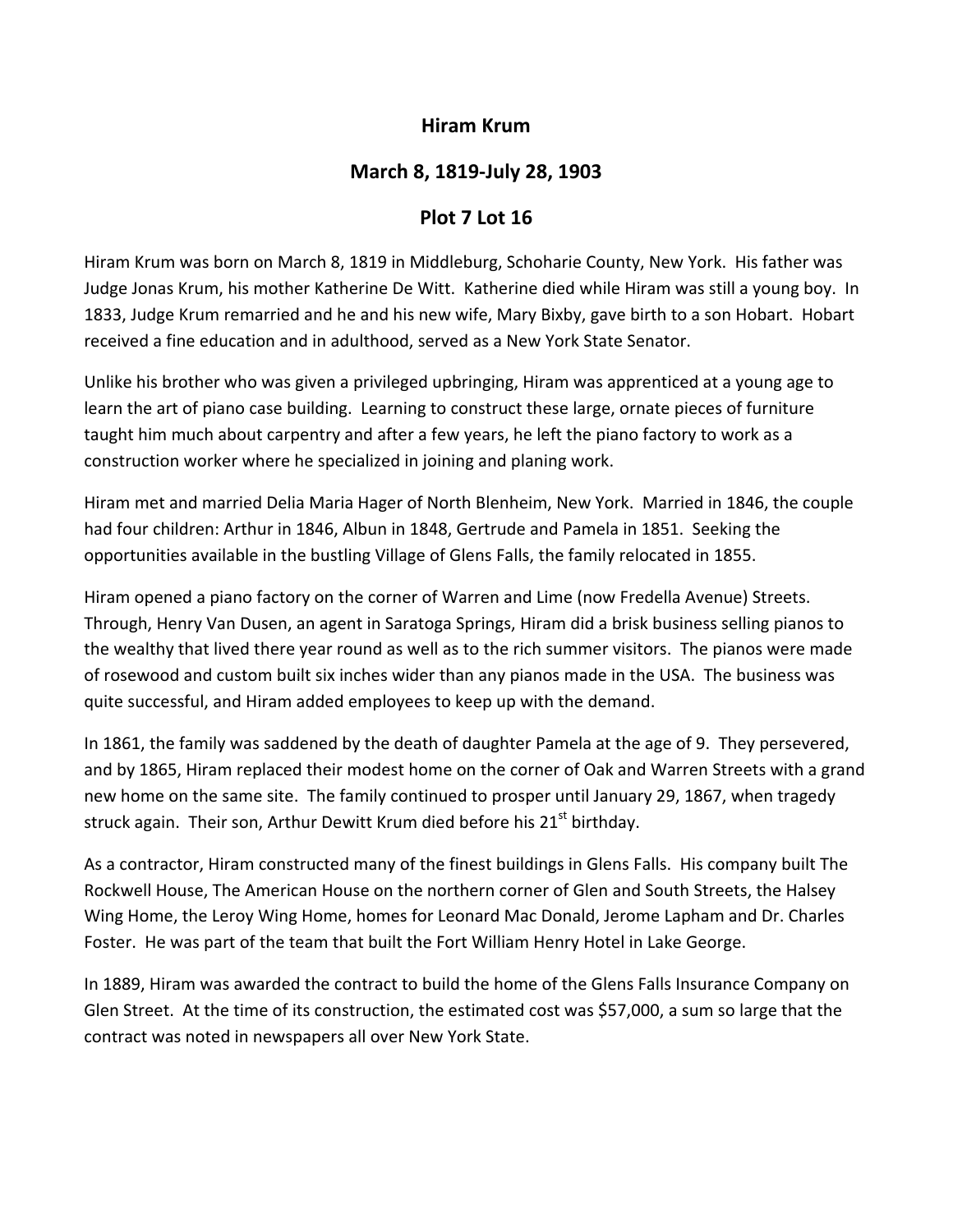# Hiram Krum

## March 8, 1819-July 28, 1903

## Plot 7 Lot 16

Hiram Krum was born on March 8, 1819 in Middleburg, Schoharie County, New York. His father was Judge Jonas Krum, his mother Katherine De Witt. Katherine died while Hiram was still a young boy. In 1833, Judge Krum remarried and he and his new wife, Mary Bixby, gave birth to a son Hobart. Hobart received a fine education and in adulthood, served as a New York State Senator.

Unlike his brother who was given a privileged upbringing, Hiram was apprenticed at a young age to learn the art of piano case building. Learning to construct these large, ornate pieces of furniture taught him much about carpentry and after a few years, he left the piano factory to work as a construction worker where he specialized in joining and planing work.

Hiram met and married Delia Maria Hager of North Blenheim, New York. Married in 1846, the couple had four children: Arthur in 1846, Albun in 1848, Gertrude and Pamela in 1851. Seeking the opportunities available in the bustling Village of Glens Falls, the family relocated in 1855.

Hiram opened a piano factory on the corner of Warren and Lime (now Fredella Avenue) Streets. Through, Henry Van Dusen, an agent in Saratoga Springs, Hiram did a brisk business selling pianos to the wealthy that lived there year round as well as to the rich summer visitors. The pianos were made of rosewood and custom built six inches wider than any pianos made in the USA. The business was quite successful, and Hiram added employees to keep up with the demand.

In 1861, the family was saddened by the death of daughter Pamela at the age of 9. They persevered, and by 1865, Hiram replaced their modest home on the corner of Oak and Warren Streets with a grand new home on the same site. The family continued to prosper until January 29, 1867, when tragedy struck again. Their son, Arthur Dewitt Krum died before his 21st birthday.

As a contractor, Hiram constructed many of the finest buildings in Glens Falls. His company built The Rockwell House, The American House on the northern corner of Glen and South Streets, the Halsey Wing Home, the Leroy Wing Home, homes for Leonard Mac Donald, Jerome Lapham and Dr. Charles Foster. He was part of the team that built the Fort William Henry Hotel in Lake George.

In 1889, Hiram was awarded the contract to build the home of the Glens Falls Insurance Company on Glen Street. At the time of its construction, the estimated cost was $57,000, a sum so large that the contract was noted in newspapers all over New York State.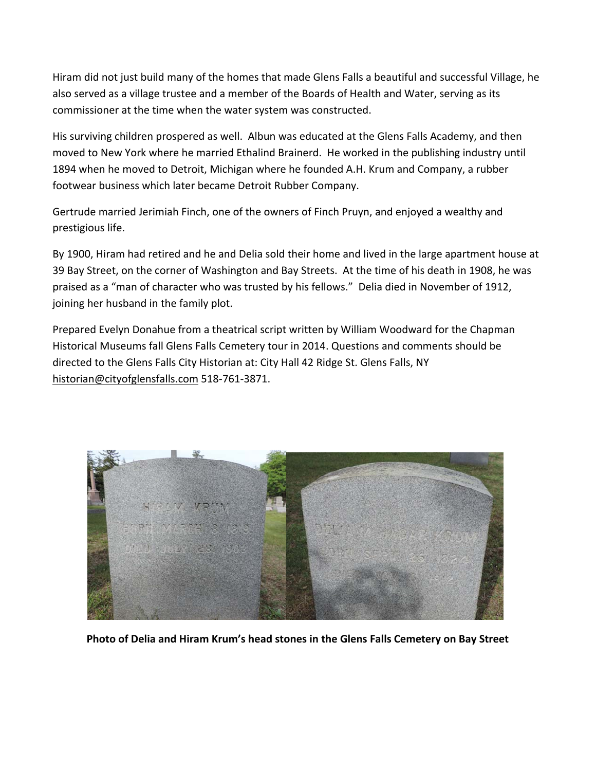Hiram did not just build many of the homes that made Glens Falls a beautiful and successful Village, he also served as a village trustee and a member of the Boards of Health and Water, serving as its commissioner at the time when the water system was constructed.

His surviving children prospered as well. Albun was educated at the Glens Falls Academy, and then moved to New York where he married Ethalind Brainerd. He worked in the publishing industry until 1894 when he moved to Detroit, Michigan where he founded A.H. Krum and Company, a rubber footwear business which later became Detroit Rubber Company.

Gertrude married Jerimiah Finch, one of the owners of Finch Pruyn, and enjoyed a wealthy and prestigious life.

By 1900, Hiram had retired and he and Delia sold their home and lived in the large apartment house at 39 Bay Street, on the corner of Washington and Bay Streets. At the time of his death in 1908, he was praised as a "man of character who was trusted by his fellows." Delia died in November of 1912, joining her husband in the family plot.

Prepared Evelyn Donahue from a theatrical script written by William Woodward for the Chapman Historical Museums fall Glens Falls Cemetery tour in 2014. Questions and comments should be directed to the Glens Falls City Historian at: City Hall 42 Ridge St. Glens Falls, NY historian@cityofglensfalls.com 518-761-3871.

**Photo of Delia and Hiram Krum's head stones in the Glens Falls Cemetery on Bay Street**